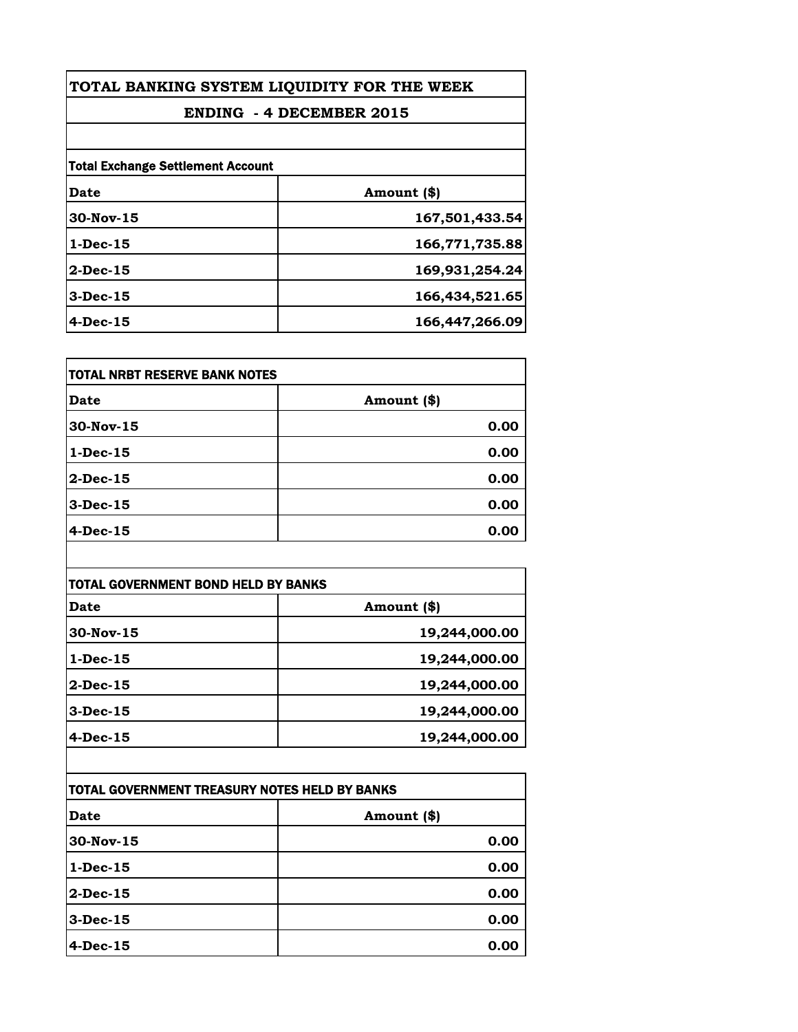# TOTAL BANKING SYSTEM LIQUIDITY FOR THE WEEK

## ENDING - 4 DECEMBER 2015

**Total Exchange Settlement Account**

| Date | Amount ($) |
|---|---|
| 30-Nov-15 | 167,501,433.54 |
| 1-Dec-15 | 166,771,735.88 |
| 2-Dec-15 | 169,931,254.24 |
| 3-Dec-15 | 166,434,521.65 |
| 4-Dec-15 | 166,447,266.09 |

**TOTAL NRBT RESERVE BANK NOTES**

| Date | Amount ($) |
|---|---|
| 30-Nov-15 | 0.00 |
| 1-Dec-15 | 0.00 |
| 2-Dec-15 | 0.00 |
| 3-Dec-15 | 0.00 |
| 4-Dec-15 | 0.00 |

**TOTAL GOVERNMENT BOND HELD BY BANKS**

| Date | Amount ($) |
|---|---|
| 30-Nov-15 | 19,244,000.00 |
| 1-Dec-15 | 19,244,000.00 |
| 2-Dec-15 | 19,244,000.00 |
| 3-Dec-15 | 19,244,000.00 |
| 4-Dec-15 | 19,244,000.00 |

**TOTAL GOVERNMENT TREASURY NOTES HELD BY BANKS**

| Date | Amount ($) |
|---|---|
| 30-Nov-15 | 0.00 |
| 1-Dec-15 | 0.00 |
| 2-Dec-15 | 0.00 |
| 3-Dec-15 | 0.00 |
| 4-Dec-15 | 0.00 |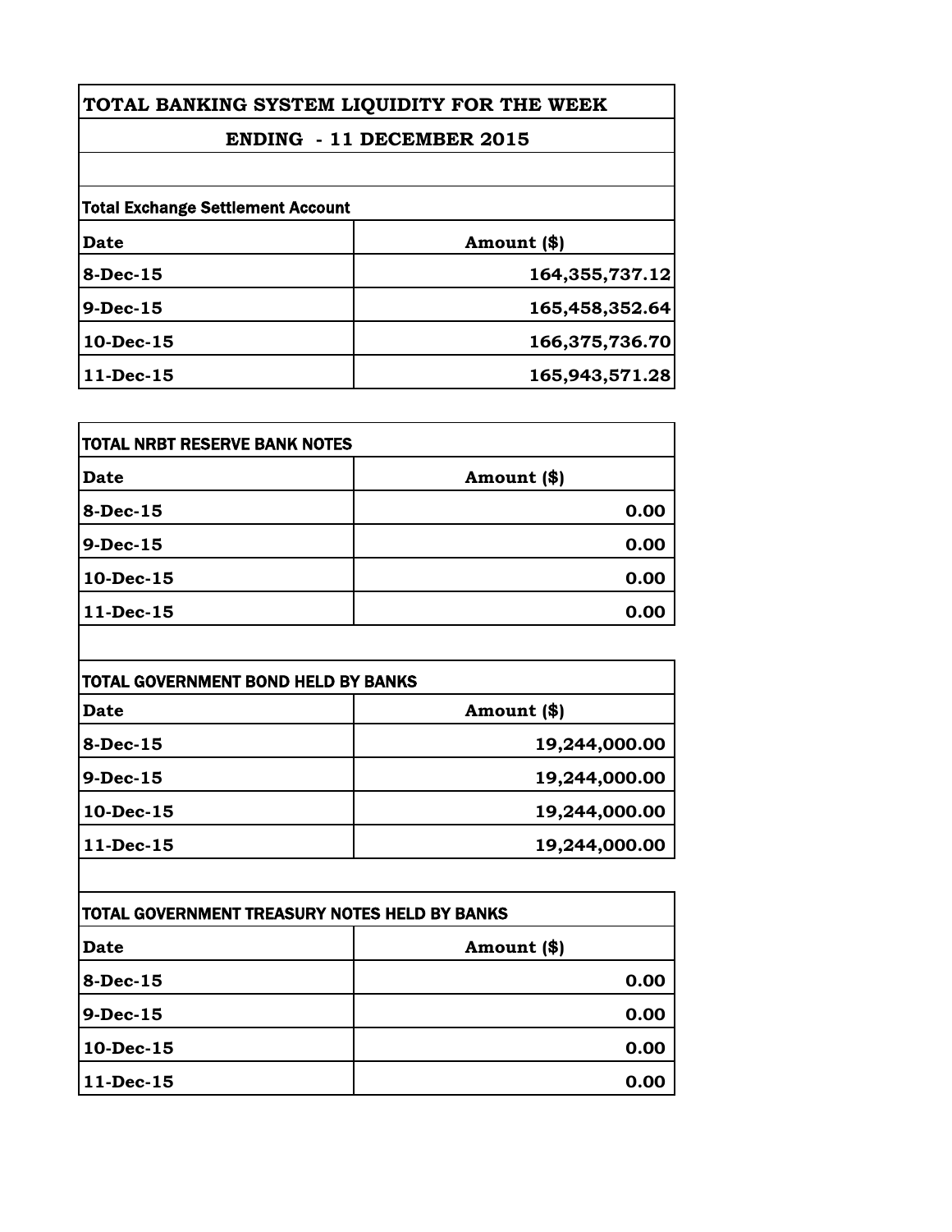# TOTAL BANKING SYSTEM LIQUIDITY FOR THE WEEK

## ENDING - 11 DECEMBER 2015

**Total Exchange Settlement Account**

| Date | Amount ($) |
|---|---|
| 8-Dec-15 | 164,355,737.12 |
| 9-Dec-15 | 165,458,352.64 |
| 10-Dec-15 | 166,375,736.70 |
| 11-Dec-15 | 165,943,571.28 |

**TOTAL NRBT RESERVE BANK NOTES**

| Date | Amount ($) |
|---|---|
| 8-Dec-15 | 0.00 |
| 9-Dec-15 | 0.00 |
| 10-Dec-15 | 0.00 |
| 11-Dec-15 | 0.00 |

**TOTAL GOVERNMENT BOND HELD BY BANKS**

| Date | Amount ($) |
|---|---|
| 8-Dec-15 | 19,244,000.00 |
| 9-Dec-15 | 19,244,000.00 |
| 10-Dec-15 | 19,244,000.00 |
| 11-Dec-15 | 19,244,000.00 |

**TOTAL GOVERNMENT TREASURY NOTES HELD BY BANKS**

| Date | Amount ($) |
|---|---|
| 8-Dec-15 | 0.00 |
| 9-Dec-15 | 0.00 |
| 10-Dec-15 | 0.00 |
| 11-Dec-15 | 0.00 |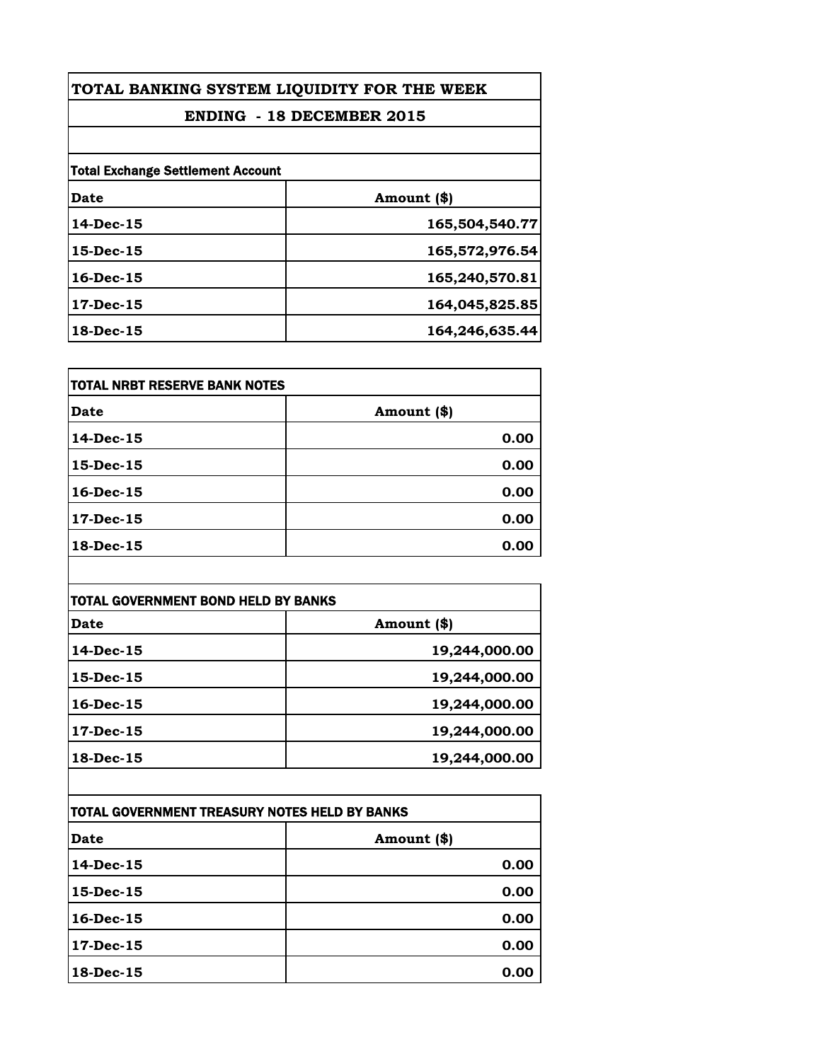# TOTAL BANKING SYSTEM LIQUIDITY FOR THE WEEK

## ENDING - 18 DECEMBER 2015

**Total Exchange Settlement Account**

| Date | Amount ($) |
|---|---|
| 14-Dec-15 | 165,504,540.77 |
| 15-Dec-15 | 165,572,976.54 |
| 16-Dec-15 | 165,240,570.81 |
| 17-Dec-15 | 164,045,825.85 |
| 18-Dec-15 | 164,246,635.44 |

**TOTAL NRBT RESERVE BANK NOTES**

| Date | Amount ($) |
|---|---|
| 14-Dec-15 | 0.00 |
| 15-Dec-15 | 0.00 |
| 16-Dec-15 | 0.00 |
| 17-Dec-15 | 0.00 |
| 18-Dec-15 | 0.00 |

**TOTAL GOVERNMENT BOND HELD BY BANKS**

| Date | Amount ($) |
|---|---|
| 14-Dec-15 | 19,244,000.00 |
| 15-Dec-15 | 19,244,000.00 |
| 16-Dec-15 | 19,244,000.00 |
| 17-Dec-15 | 19,244,000.00 |
| 18-Dec-15 | 19,244,000.00 |

**TOTAL GOVERNMENT TREASURY NOTES HELD BY BANKS**

| Date | Amount ($) |
|---|---|
| 14-Dec-15 | 0.00 |
| 15-Dec-15 | 0.00 |
| 16-Dec-15 | 0.00 |
| 17-Dec-15 | 0.00 |
| 18-Dec-15 | 0.00 |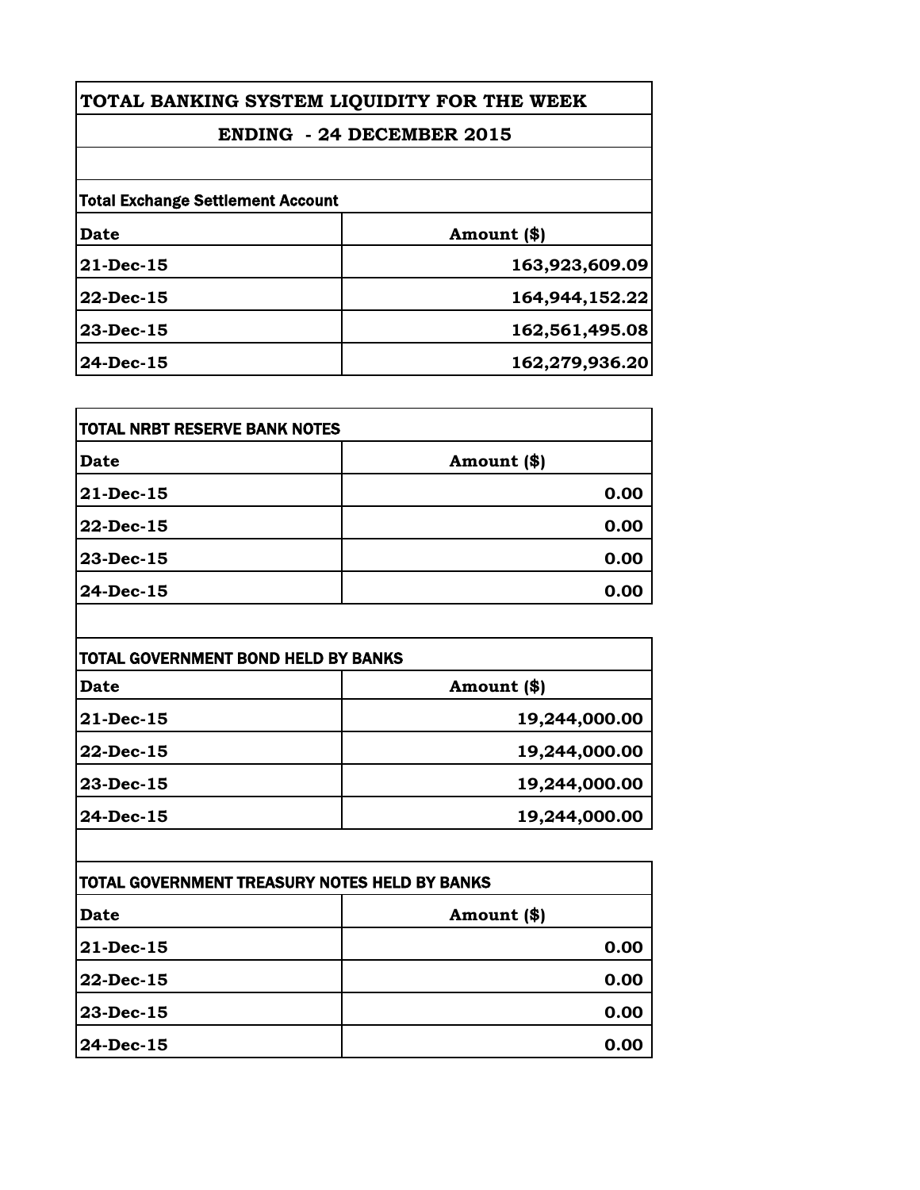# TOTAL BANKING SYSTEM LIQUIDITY FOR THE WEEK

## ENDING - 24 DECEMBER 2015

**Total Exchange Settlement Account**

| Date | Amount ($) |
|---|---:|
| 21-Dec-15 | 163,923,609.09 |
| 22-Dec-15 | 164,944,152.22 |
| 23-Dec-15 | 162,561,495.08 |
| 24-Dec-15 | 162,279,936.20 |

**TOTAL NRBT RESERVE BANK NOTES**

| Date | Amount ($) |
|---|---:|
| 21-Dec-15 | 0.00 |
| 22-Dec-15 | 0.00 |
| 23-Dec-15 | 0.00 |
| 24-Dec-15 | 0.00 |

**TOTAL GOVERNMENT BOND HELD BY BANKS**

| Date | Amount ($) |
|---|---:|
| 21-Dec-15 | 19,244,000.00 |
| 22-Dec-15 | 19,244,000.00 |
| 23-Dec-15 | 19,244,000.00 |
| 24-Dec-15 | 19,244,000.00 |

**TOTAL GOVERNMENT TREASURY NOTES HELD BY BANKS**

| Date | Amount ($) |
|---|---:|
| 21-Dec-15 | 0.00 |
| 22-Dec-15 | 0.00 |
| 23-Dec-15 | 0.00 |
| 24-Dec-15 | 0.00 |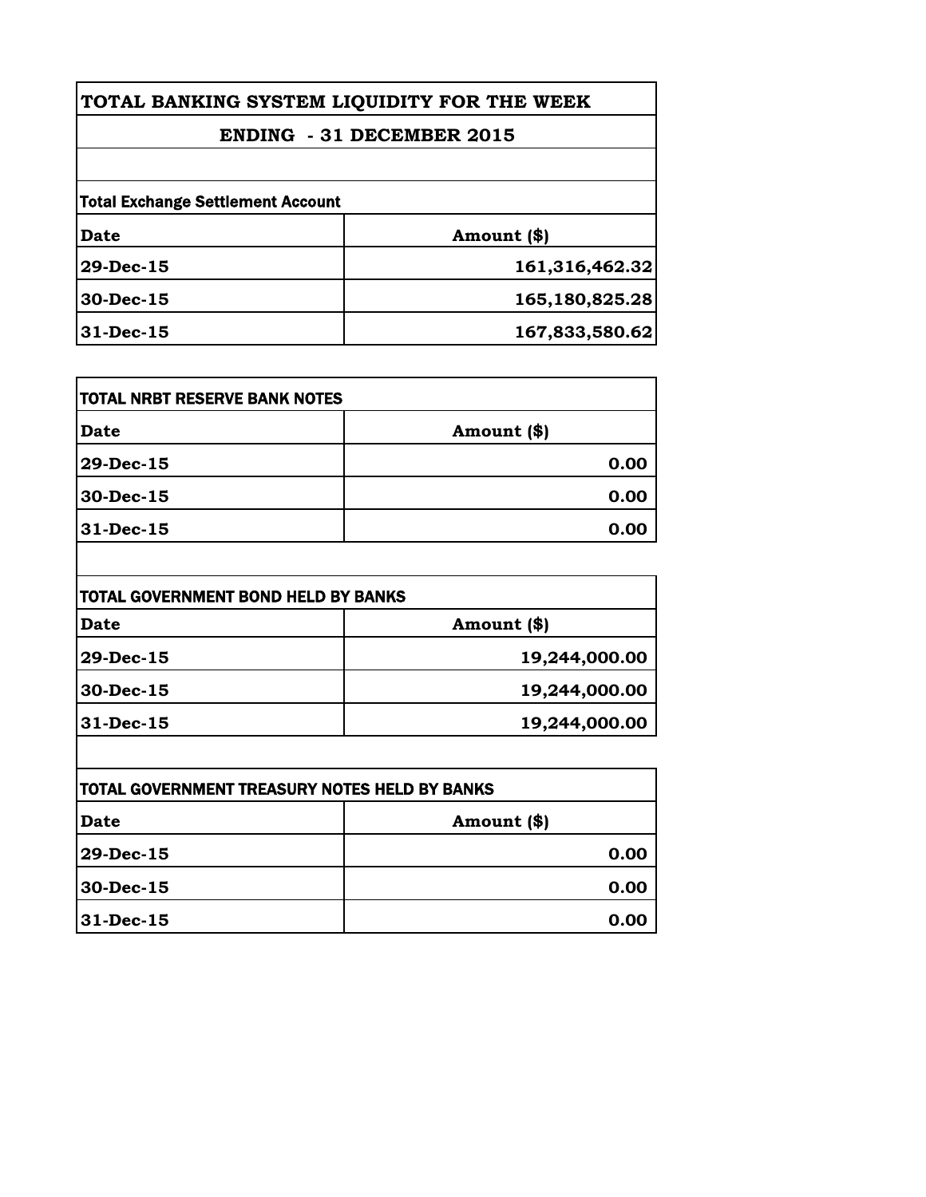# TOTAL BANKING SYSTEM LIQUIDITY FOR THE WEEK

## ENDING - 31 DECEMBER 2015

**Total Exchange Settlement Account**

| Date | Amount ($) |
| --- | --- |
| 29-Dec-15 | 161,316,462.32 |
| 30-Dec-15 | 165,180,825.28 |
| 31-Dec-15 | 167,833,580.62 |

**TOTAL NRBT RESERVE BANK NOTES**

| Date | Amount ($) |
| --- | --- |
| 29-Dec-15 | 0.00 |
| 30-Dec-15 | 0.00 |
| 31-Dec-15 | 0.00 |

**TOTAL GOVERNMENT BOND HELD BY BANKS**

| Date | Amount ($) |
| --- | --- |
| 29-Dec-15 | 19,244,000.00 |
| 30-Dec-15 | 19,244,000.00 |
| 31-Dec-15 | 19,244,000.00 |

**TOTAL GOVERNMENT TREASURY NOTES HELD BY BANKS**

| Date | Amount ($) |
| --- | --- |
| 29-Dec-15 | 0.00 |
| 30-Dec-15 | 0.00 |
| 31-Dec-15 | 0.00 |